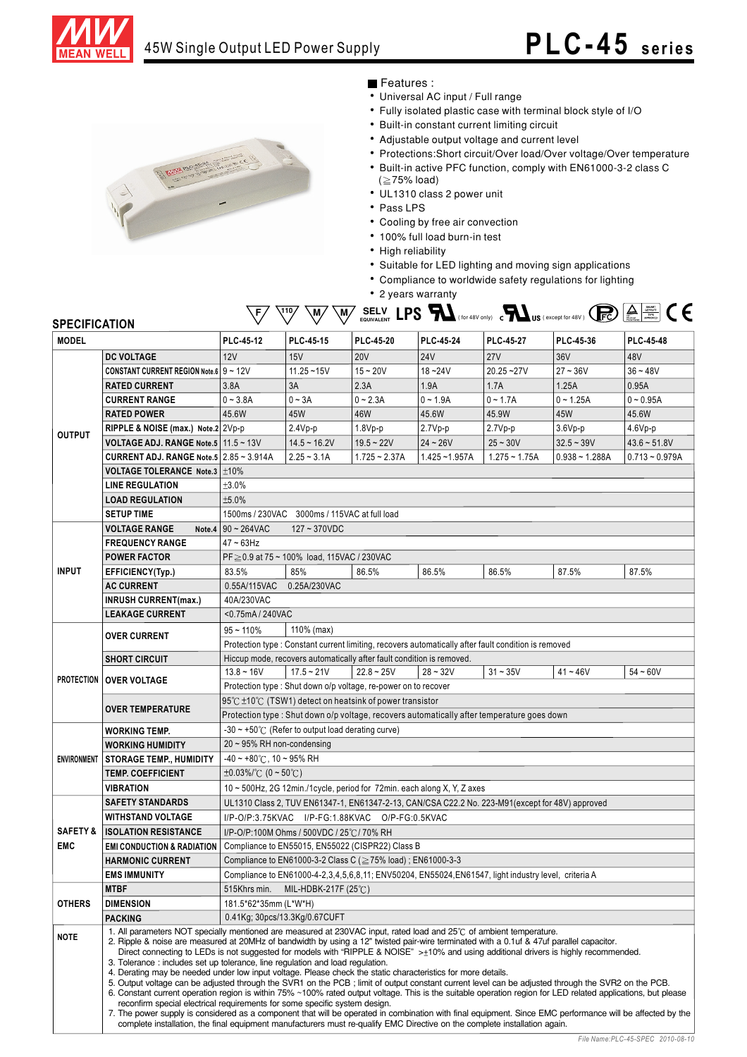# 45W Single Output LED Power Supply

## PLC-45 series

■ Features :

- Universal AC input / Full range
- Fully isolated plastic case with terminal block style of I/O
- Built-in constant current limiting circuit
- Adjustable output voltage and current level
- Protections:Short circuit/Over load/Over voltage/Over temperature
- Built-in active PFC function, comply with EN61000-3-2 class C (≧75% load)
- UL1310 class 2 power unit
- Pass LPS
- Cooling by free air convection
- 100% full load burn-in test
- High reliability
- Suitable for LED lighting and moving sign applications
- Compliance to worldwide safety regulations for lighting
- 2 years warranty

SELV EQUIVALENT LPS (for 48V only) (except for 48V)

## SPECIFICATION

| MODEL | | PLC-45-12 | PLC-45-15 | PLC-45-20 | PLC-45-24 | PLC-45-27 | PLC-45-36 | PLC-45-48 |
|---|---|---|---|---|---|---|---|---|
| OUTPUT | DC VOLTAGE | 12V | 15V | 20V | 24V | 27V | 36V | 48V |
| | CONSTANT CURRENT REGION Note.6 | 9 ~ 12V | 11.25 ~15V | 15 ~ 20V | 18 ~24V | 20.25 ~27V | 27 ~ 36V | 36 ~ 48V |
| | RATED CURRENT | 3.8A | 3A | 2.3A | 1.9A | 1.7A | 1.25A | 0.95A |
| | CURRENT RANGE | 0 ~ 3.8A | 0 ~ 3A | 0 ~ 2.3A | 0 ~ 1.9A | 0 ~ 1.7A | 0 ~ 1.25A | 0 ~ 0.95A |
| | RATED POWER | 45.6W | 45W | 46W | 45.6W | 45.9W | 45W | 45.6W |
| | RIPPLE & NOISE (max.) Note.2 | 2Vp-p | 2.4Vp-p | 1.8Vp-p | 2.7Vp-p | 2.7Vp-p | 3.6Vp-p | 4.6Vp-p |
| | VOLTAGE ADJ. RANGE Note.5 | 11.5 ~ 13V | 14.5 ~ 16.2V | 19.5 ~ 22V | 24 ~ 26V | 25 ~ 30V | 32.5 ~ 39V | 43.6 ~ 51.8V |
| | CURRENT ADJ. RANGE Note.5 | 2.85 ~ 3.914A | 2.25 ~ 3.1A | 1.725 ~ 2.37A | 1.425 ~1.957A | 1.275 ~ 1.75A | 0.938 ~ 1.288A | 0.713 ~ 0.979A |
| | VOLTAGE TOLERANCE Note.3 | ±10% | | | | | | |
| | LINE REGULATION | ±3.0% | | | | | | |
| | LOAD REGULATION | ±5.0% | | | | | | |
| | SETUP TIME | 1500ms / 230VAC 3000ms / 115VAC at full load | | | | | | |
| INPUT | VOLTAGE RANGE Note.4 | 90 ~ 264VAC 127 ~ 370VDC | | | | | | |
| | FREQUENCY RANGE | 47 ~ 63Hz | | | | | | |
| | POWER FACTOR | PF≧0.9 at 75 ~ 100% load, 115VAC / 230VAC | | | | | | |
| | EFFICIENCY(Typ.) | 83.5% | 85% | 86.5% | 86.5% | 86.5% | 87.5% | 87.5% |
| | AC CURRENT | 0.55A/115VAC 0.25A/230VAC | | | | | | |
| | INRUSH CURRENT(max.) | 40A/230VAC | | | | | | |
| | LEAKAGE CURRENT | <0.75mA / 240VAC | | | | | | |
| PROTECTION | OVER CURRENT | 95 ~ 110% | 110% (max) | | | | | |
| | | Protection type : Constant current limiting, recovers automatically after fault condition is removed | | | | | | |
| | SHORT CIRCUIT | Hiccup mode, recovers automatically after fault condition is removed. | | | | | | |
| | OVER VOLTAGE | 13.8 ~ 16V | 17.5 ~ 21V | 22.8 ~ 25V | 28 ~ 32V | 31 ~ 35V | 41 ~ 46V | 54 ~ 60V |
| | | Protection type : Shut down o/p voltage, re-power on to recover | | | | | | |
| | OVER TEMPERATURE | 95℃ ±10℃ (TSW1) detect on heatsink of power transistor | | | | | | |
| | | Protection type : Shut down o/p voltage, recovers automatically after temperature goes down | | | | | | |
| ENVIRONMENT | WORKING TEMP. | -30 ~ +50℃ (Refer to output load derating curve) | | | | | | |
| | WORKING HUMIDITY | 20 ~ 95% RH non-condensing | | | | | | |
| | STORAGE TEMP., HUMIDITY | -40 ~ +80℃, 10 ~ 95% RH | | | | | | |
| | TEMP. COEFFICIENT | ±0.03%/℃ (0 ~ 50℃) | | | | | | |
| | VIBRATION | 10 ~ 500Hz, 2G 12min./1cycle, period for 72min. each along X, Y, Z axes | | | | | | |
| SAFETY & EMC | SAFETY STANDARDS | UL1310 Class 2, TUV EN61347-1, EN61347-2-13, CAN/CSA C22.2 No. 223-M91(except for 48V) approved | | | | | | |
| | WITHSTAND VOLTAGE | I/P-O/P:3.75KVAC I/P-FG:1.88KVAC O/P-FG:0.5KVAC | | | | | | |
| | ISOLATION RESISTANCE | I/P-O/P:100M Ohms / 500VDC / 25℃/ 70% RH | | | | | | |
| | EMI CONDUCTION & RADIATION | Compliance to EN55015, EN55022 (CISPR22) Class B | | | | | | |
| | HARMONIC CURRENT | Compliance to EN61000-3-2 Class C (≧75% load) ; EN61000-3-3 | | | | | | |
| | EMS IMMUNITY | Compliance to EN61000-4-2,3,4,5,6,8,11; ENV50204, EN55024,EN61547, light industry level, criteria A | | | | | | |
| OTHERS | MTBF | 515Khrs min. MIL-HDBK-217F (25℃) | | | | | | |
| | DIMENSION | 181.5*62*35mm (L*W*H) | | | | | | |
| | PACKING | 0.41Kg; 30pcs/13.3Kg/0.67CUFT | | | | | | |

**NOTE**

1. All parameters NOT specially mentioned are measured at 230VAC input, rated load and 25℃ of ambient temperature.
2. Ripple & noise are measured at 20MHz of bandwidth by using a 12" twisted pair-wire terminated with a 0.1uf & 47uf parallel capacitor. Direct connecting to LEDs is not suggested for models with "RIPPLE & NOISE" >±10% and using additional drivers is highly recommended.
3. Tolerance : includes set up tolerance, line regulation and load regulation.
4. Derating may be needed under low input voltage. Please check the static characteristics for more details.
5. Output voltage can be adjusted through the SVR1 on the PCB ; limit of output constant current level can be adjusted through the SVR2 on the PCB.
6. Constant current operation region is within 75% ~100% rated output voltage. This is the suitable operation region for LED related applications, but please reconfirm special electrical requirements for some specific system design.
7. The power supply is considered as a component that will be operated in combination with final equipment. Since EMC performance will be affected by the complete installation, the final equipment manufacturers must re-qualify EMC Directive on the complete installation again.

File Name:PLC-45-SPEC 2010-08-10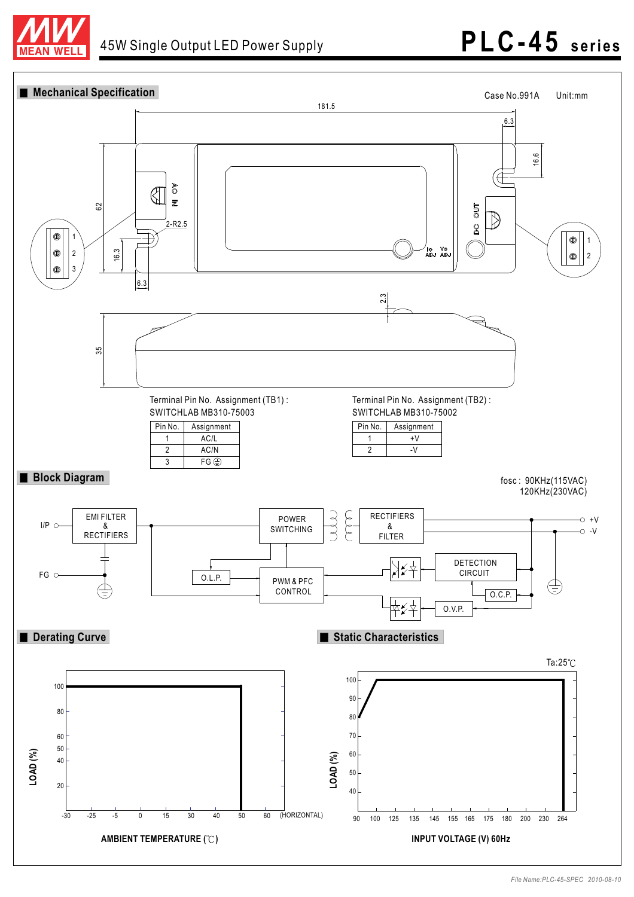# 45W Single Output LED Power Supply

# PLC-45 series

## Mechanical Specification

Case No.991A    Unit:mm

181.5

6.3

16.6

62

2-R2.5

16.3

6.3

AC IN

DC OUT

Io ADJ  Vo ADJ

2.3

35

Terminal Pin No. Assignment (TB1) :
SWITCHLAB MB310-75003

| Pin No. | Assignment |
|---|---|
| 1 | AC/L |
| 2 | AC/N |
| 3 | FG ⏚ |

Terminal Pin No. Assignment (TB2) :
SWITCHLAB MB310-75002

| Pin No. | Assignment |
|---|---|
| 1 | +V |
| 2 | -V |

## Block Diagram

fosc : 90KHz(115VAC)
120KHz(230VAC)

I/P, FG, EMI FILTER & RECTIFIERS, POWER SWITCHING, RECTIFIERS & FILTER, +V, -V, O.L.P., PWM & PFC CONTROL, DETECTION CIRCUIT, O.C.P., O.V.P.

## Derating Curve

LOAD (%)

AMBIENT TEMPERATURE (℃)

(HORIZONTAL)

## Static Characteristics

Ta:25℃

LOAD (%)

INPUT VOLTAGE (V) 60Hz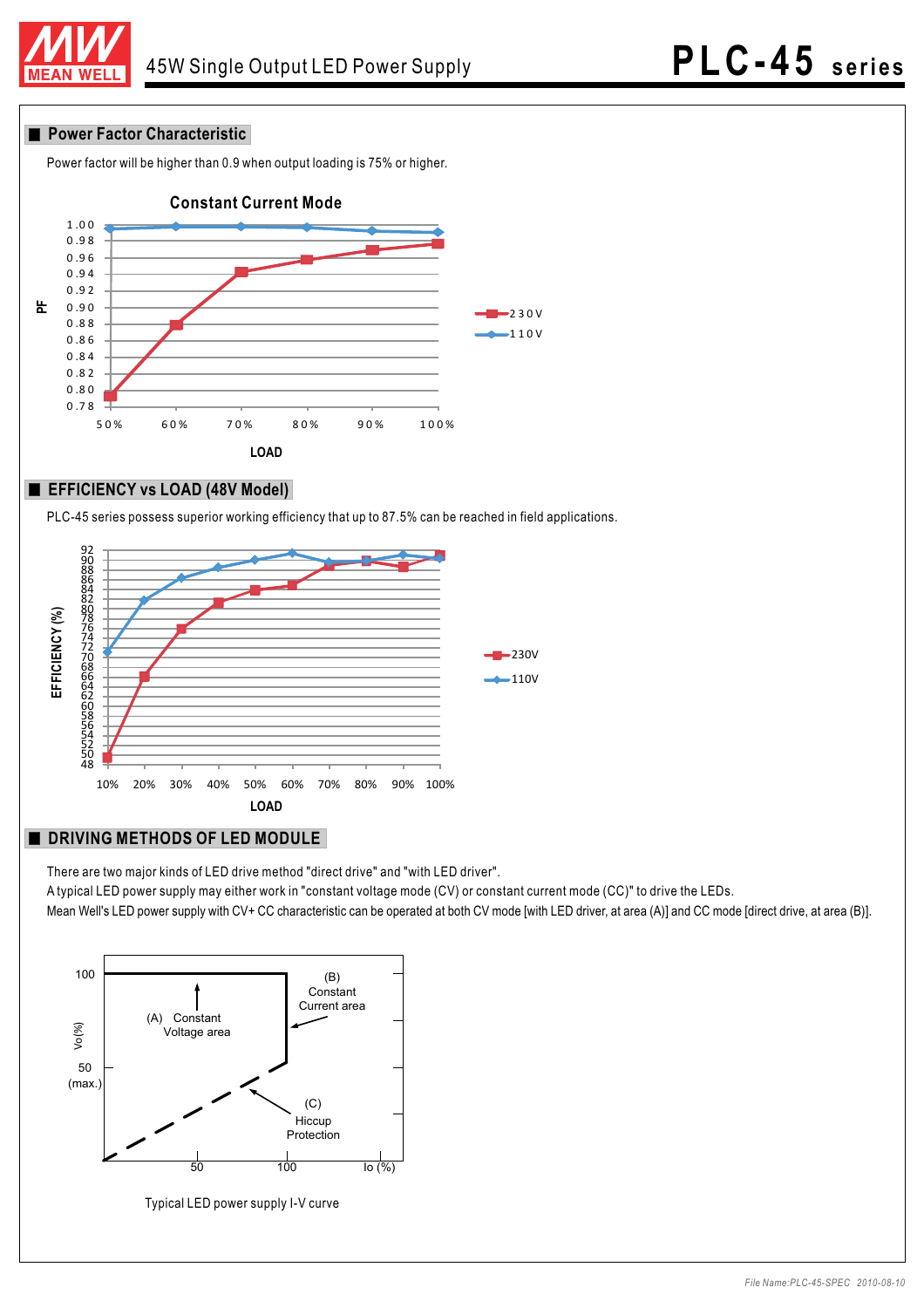## Power Factor Characteristic

Power factor will be higher than 0.9 when output loading is 75% or higher.

Constant Current Mode

## EFFICIENCY vs LOAD (48V Model)

PLC-45 series possess superior working efficiency that up to 87.5% can be reached in field applications.

## DRIVING METHODS OF LED MODULE

There are two major kinds of LED drive method "direct drive" and "with LED driver".
A typical LED power supply may either work in "constant voltage mode (CV) or constant current mode (CC)" to drive the LEDs.
Mean Well's LED power supply with CV+ CC characteristic can be operated at both CV mode [with LED driver, at area (A)] and CC mode [direct drive, at area (B)].

Typical LED power supply I-V curve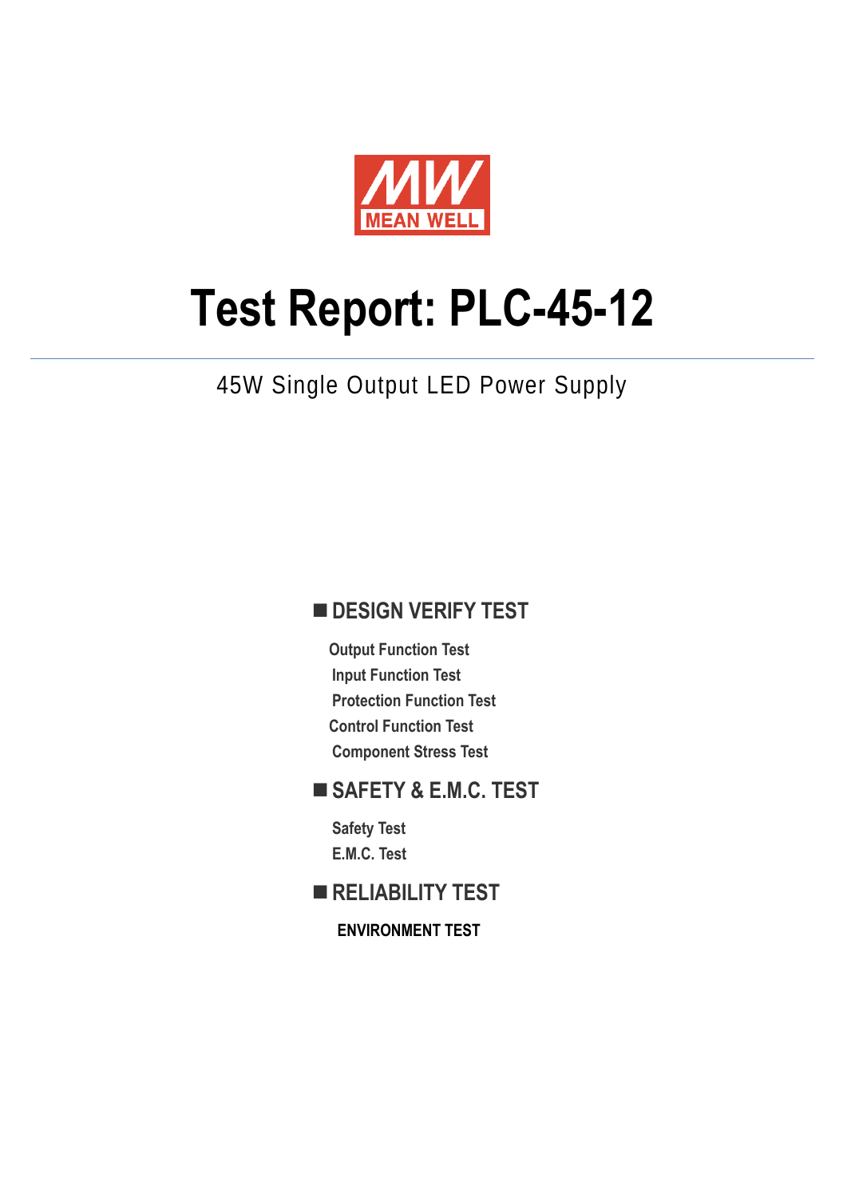MEAN WELL

# Test Report: PLC-45-12

45W Single Output LED Power Supply

## ■ DESIGN VERIFY TEST

- Output Function Test
- Input Function Test
- Protection Function Test
- Control Function Test
- Component Stress Test

## ■ SAFETY & E.M.C. TEST

- Safety Test
- E.M.C. Test

## ■ RELIABILITY TEST

- ENVIRONMENT TEST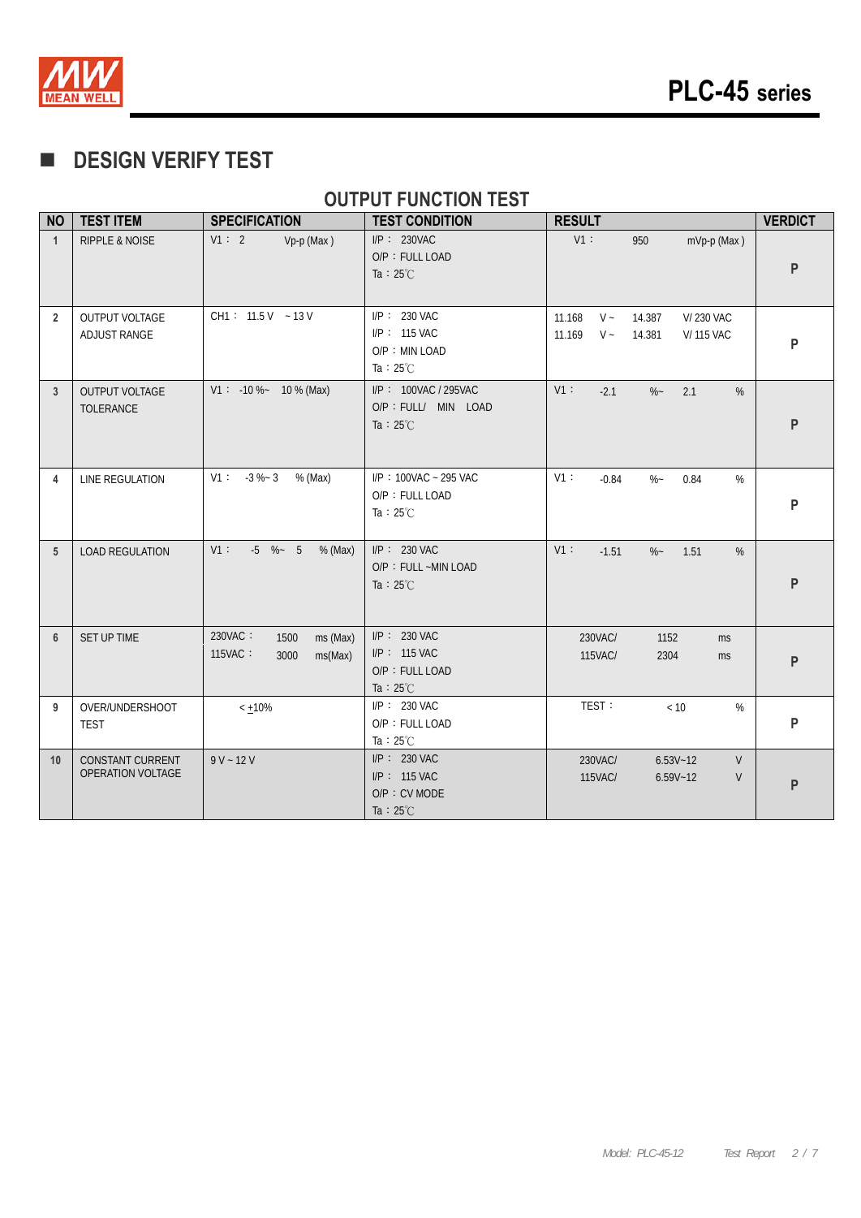# DESIGN VERIFY TEST

## OUTPUT FUNCTION TEST

| NO | TEST ITEM | SPECIFICATION | TEST CONDITION | RESULT | VERDICT |
|---|---|---|---|---|---|
| 1 | RIPPLE & NOISE | V1： 2 Vp-p (Max ) | I/P： 230VAC<br>O/P：FULL LOAD<br>Ta：25℃ | V1： 950 mVp-p (Max ) | P |
| 2 | OUTPUT VOLTAGE ADJUST RANGE | CH1： 11.5 V ~ 13 V | I/P： 230 VAC<br>I/P： 115 VAC<br>O/P：MIN LOAD<br>Ta：25℃ | 11.168 V ~ 14.387 V/ 230 VAC<br>11.169 V ~ 14.381 V/ 115 VAC | P |
| 3 | OUTPUT VOLTAGE TOLERANCE | V1： -10 %~ 10 % (Max) | I/P： 100VAC / 295VAC<br>O/P：FULL/ MIN LOAD<br>Ta：25℃ | V1： -2.1 %~ 2.1 % | P |
| 4 | LINE REGULATION | V1： -3 %~ 3 % (Max) | I/P：100VAC ~ 295 VAC<br>O/P：FULL LOAD<br>Ta：25℃ | V1： -0.84 %~ 0.84 % | P |
| 5 | LOAD REGULATION | V1： -5 %~ 5 % (Max) | I/P： 230 VAC<br>O/P：FULL ~MIN LOAD<br>Ta：25℃ | V1： -1.51 %~ 1.51 % | P |
| 6 | SET UP TIME | 230VAC： 1500 ms (Max)<br>115VAC： 3000 ms(Max) | I/P： 230 VAC<br>I/P： 115 VAC<br>O/P：FULL LOAD<br>Ta：25℃ | 230VAC/ 1152 ms<br>115VAC/ 2304 ms | P |
| 9 | OVER/UNDERSHOOT TEST | < ±10% | I/P： 230 VAC<br>O/P：FULL LOAD<br>Ta：25℃ | TEST： < 10 % | P |
| 10 | CONSTANT CURRENT OPERATION VOLTAGE | 9 V ~ 12 V | I/P： 230 VAC<br>I/P： 115 VAC<br>O/P：CV MODE<br>Ta：25℃ | 230VAC/ 6.53V~12 V<br>115VAC/ 6.59V~12 V | P |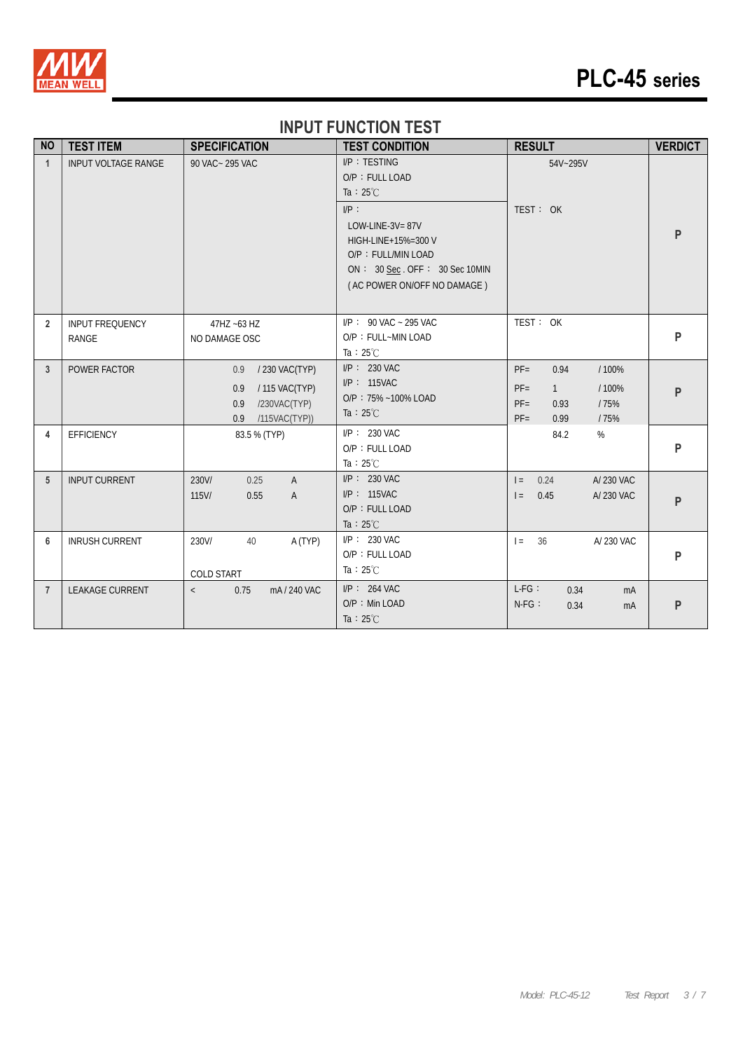## INPUT FUNCTION TEST

| NO | TEST ITEM | SPECIFICATION | TEST CONDITION | RESULT | VERDICT |
|---|---|---|---|---|---|
| 1 | INPUT VOLTAGE RANGE | 90 VAC~ 295 VAC | I/P：TESTING<br>O/P：FULL LOAD<br>Ta：25℃ | 54V~295V | P |
| | | | I/P：<br>LOW-LINE-3V= 87V<br>HIGH-LINE+15%=300 V<br>O/P：FULL/MIN LOAD<br>ON： 30 Sec . OFF： 30 Sec 10MIN<br>( AC POWER ON/OFF NO DAMAGE ) | TEST： OK | |
| 2 | INPUT FREQUENCY RANGE | 47HZ ~63 HZ<br>NO DAMAGE OSC | I/P： 90 VAC ~ 295 VAC<br>O/P：FULL~MIN LOAD<br>Ta：25℃ | TEST： OK | P |
| 3 | POWER FACTOR | 0.9 / 230 VAC(TYP)<br>0.9 / 115 VAC(TYP)<br>0.9 /230VAC(TYP)<br>0.9 /115VAC(TYP)) | I/P： 230 VAC<br>I/P： 115VAC<br>O/P：75% ~100% LOAD<br>Ta：25℃ | PF= 0.94 / 100%<br>PF= 1 / 100%<br>PF= 0.93 / 75%<br>PF= 0.99 / 75% | P |
| 4 | EFFICIENCY | 83.5 % (TYP) | I/P： 230 VAC<br>O/P：FULL LOAD<br>Ta：25℃ | 84.2 % | P |
| 5 | INPUT CURRENT | 230V/ 0.25 A<br>115V/ 0.55 A | I/P： 230 VAC<br>I/P： 115VAC<br>O/P：FULL LOAD<br>Ta：25℃ | I = 0.24 A/ 230 VAC<br>I = 0.45 A/ 230 VAC | P |
| 6 | INRUSH CURRENT | 230V/ 40 A (TYP)<br>COLD START | I/P： 230 VAC<br>O/P：FULL LOAD<br>Ta：25℃ | I = 36 A/ 230 VAC | P |
| 7 | LEAKAGE CURRENT | < 0.75 mA / 240 VAC | I/P： 264 VAC<br>O/P：Min LOAD<br>Ta：25℃ | L-FG： 0.34 mA<br>N-FG： 0.34 mA | P |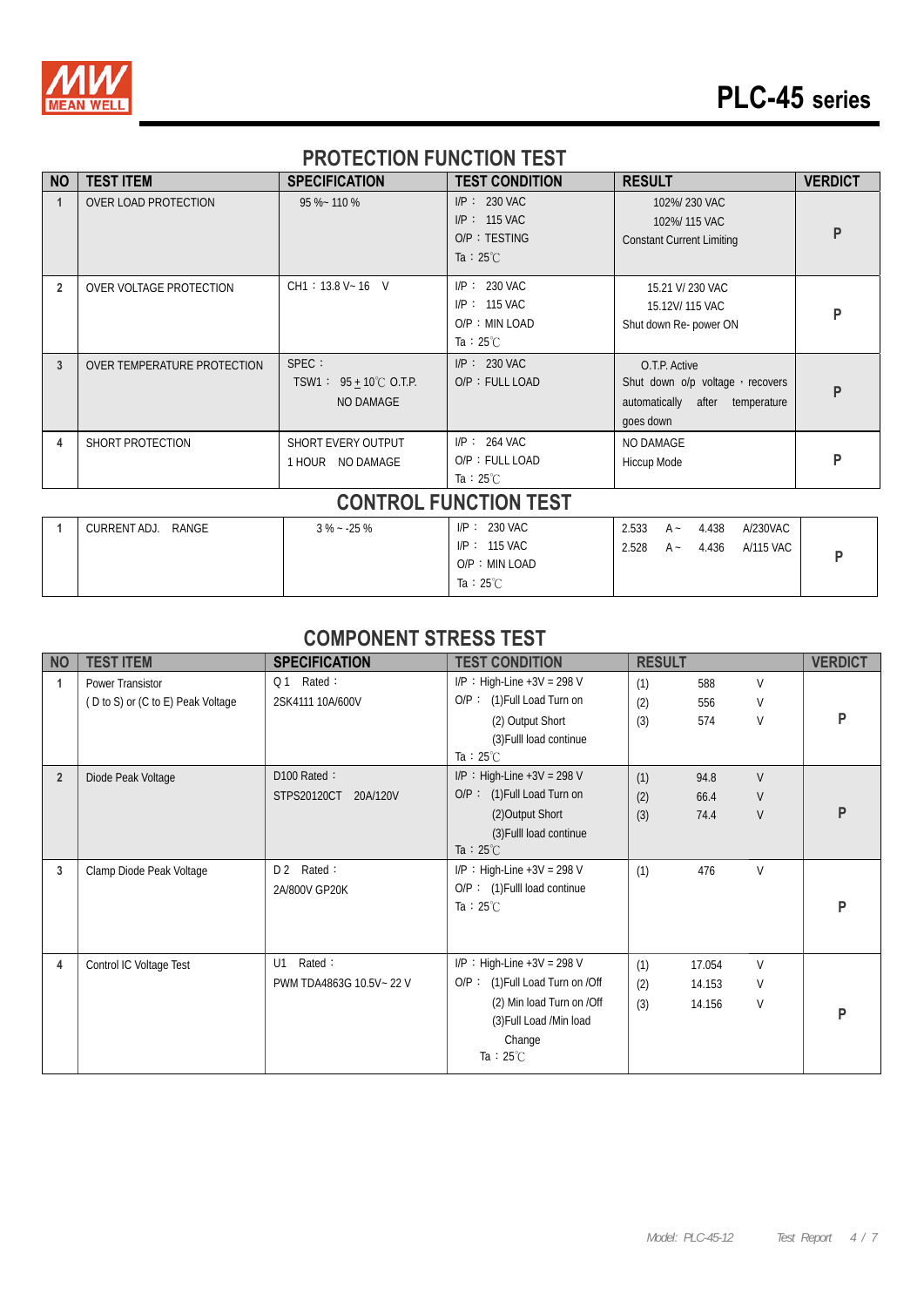## PROTECTION FUNCTION TEST

| NO | TEST ITEM | SPECIFICATION | TEST CONDITION | RESULT | VERDICT |
|---|---|---|---|---|---|
| 1 | OVER LOAD PROTECTION | 95 %~ 110 % | I/P： 230 VAC<br>I/P： 115 VAC<br>O/P：TESTING<br>Ta：25℃ | 102%/ 230 VAC<br>102%/ 115 VAC<br>Constant Current Limiting | P |
| 2 | OVER VOLTAGE PROTECTION | CH1：13.8 V~ 16 V | I/P： 230 VAC<br>I/P： 115 VAC<br>O/P：MIN LOAD<br>Ta：25℃ | 15.21 V/ 230 VAC<br>15.12V/ 115 VAC<br>Shut down Re- power ON | P |
| 3 | OVER TEMPERATURE PROTECTION | SPEC：<br>TSW1： 95 ± 10℃ O.T.P.<br>NO DAMAGE | I/P： 230 VAC<br>O/P：FULL LOAD | O.T.P. Active<br>Shut down o/p voltage，recovers automatically after temperature goes down | P |
| 4 | SHORT PROTECTION | SHORT EVERY OUTPUT<br>1 HOUR NO DAMAGE | I/P： 264 VAC<br>O/P：FULL LOAD<br>Ta：25℃ | NO DAMAGE<br>Hiccup Mode | P |

## CONTROL FUNCTION TEST

| NO | TEST ITEM | SPECIFICATION | TEST CONDITION | RESULT | VERDICT |
|---|---|---|---|---|---|
| 1 | CURRENT ADJ. RANGE | 3 % ~ -25 % | I/P： 230 VAC<br>I/P： 115 VAC<br>O/P：MIN LOAD<br>Ta：25℃ | 2.533 A ~ 4.438 A/230VAC<br>2.528 A ~ 4.436 A/115 VAC | P |

## COMPONENT STRESS TEST

| NO | TEST ITEM | SPECIFICATION | TEST CONDITION | RESULT | VERDICT |
|---|---|---|---|---|---|
| 1 | Power Transistor<br>( D to S) or (C to E) Peak Voltage | Q 1 Rated：<br>2SK4111 10A/600V | I/P：High-Line +3V = 298 V<br>O/P： (1)Full Load Turn on<br>(2) Output Short<br>(3)Fulll load continue<br>Ta：25℃ | (1) 588 V<br>(2) 556 V<br>(3) 574 V | P |
| 2 | Diode Peak Voltage | D100 Rated：<br>STPS20120CT 20A/120V | I/P：High-Line +3V = 298 V<br>O/P： (1)Full Load Turn on<br>(2)Output Short<br>(3)Fulll load continue<br>Ta：25℃ | (1) 94.8 V<br>(2) 66.4 V<br>(3) 74.4 V | P |
| 3 | Clamp Diode Peak Voltage | D 2 Rated：<br>2A/800V GP20K | I/P：High-Line +3V = 298 V<br>O/P： (1)Fulll load continue<br>Ta：25℃ | (1) 476 V | P |
| 4 | Control IC Voltage Test | U1 Rated：<br>PWM TDA4863G 10.5V~ 22 V | I/P：High-Line +3V = 298 V<br>O/P： (1)Full Load Turn on /Off<br>(2) Min load Turn on /Off<br>(3)Full Load /Min load Change<br>Ta：25℃ | (1) 17.054 V<br>(2) 14.153 V<br>(3) 14.156 V | P |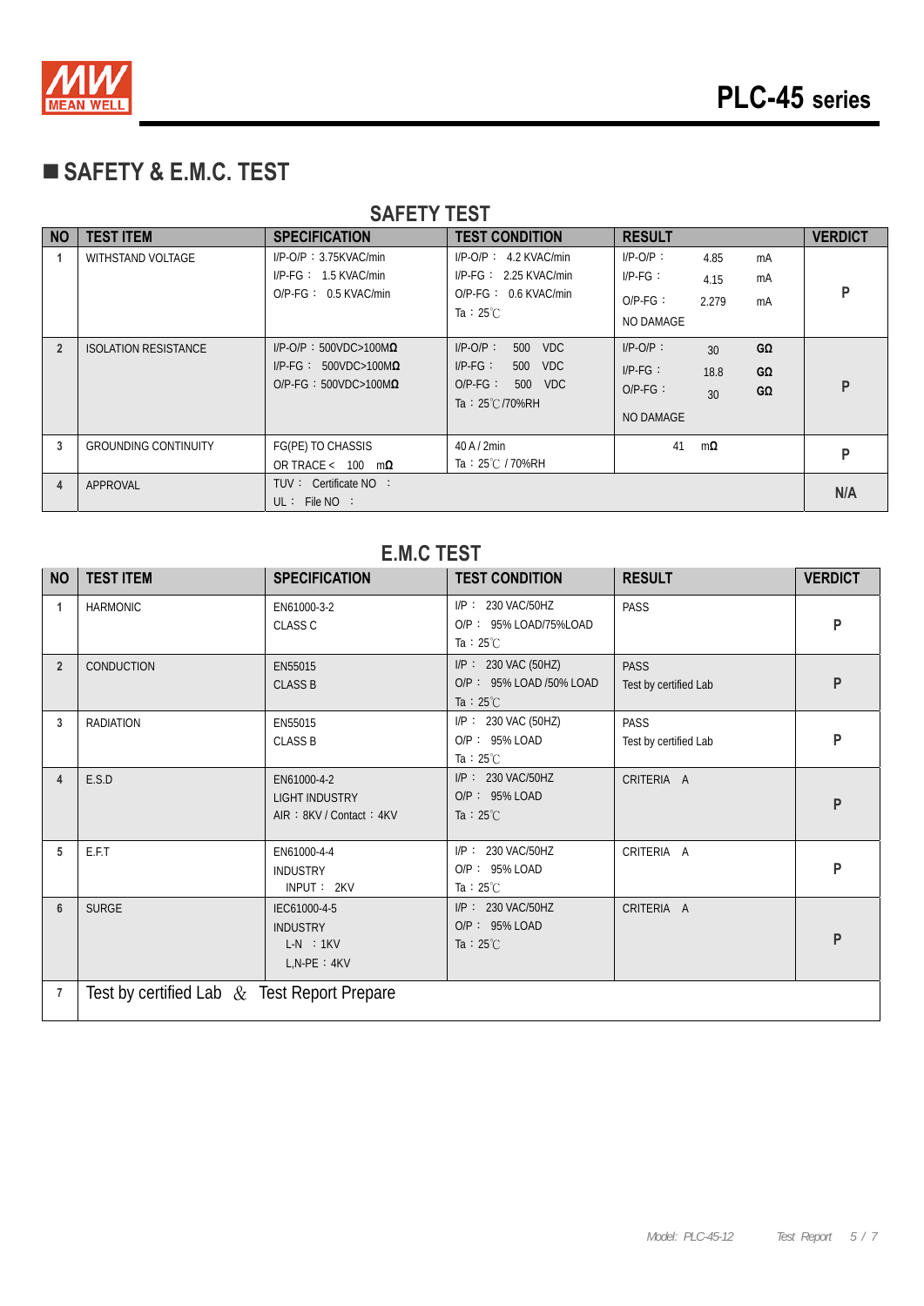## ■ SAFETY & E.M.C. TEST

### SAFETY TEST

| NO | TEST ITEM | SPECIFICATION | TEST CONDITION | RESULT | VERDICT |
|---|---|---|---|---|---|
| 1 | WITHSTAND VOLTAGE | I/P-O/P：3.75KVAC/min<br>I/P-FG： 1.5 KVAC/min<br>O/P-FG： 0.5 KVAC/min | I/P-O/P： 4.2 KVAC/min<br>I/P-FG： 2.25 KVAC/min<br>O/P-FG： 0.6 KVAC/min<br>Ta：25℃ | I/P-O/P： 4.85 mA<br>I/P-FG： 4.15 mA<br>O/P-FG： 2.279 mA<br>NO DAMAGE | P |
| 2 | ISOLATION RESISTANCE | I/P-O/P：500VDC>100MΩ<br>I/P-FG： 500VDC>100MΩ<br>O/P-FG：500VDC>100MΩ | I/P-O/P： 500 VDC<br>I/P-FG： 500 VDC<br>O/P-FG： 500 VDC<br>Ta：25℃/70%RH | I/P-O/P： 30 GΩ<br>I/P-FG： 18.8 GΩ<br>O/P-FG： 30 GΩ<br>NO DAMAGE | P |
| 3 | GROUNDING CONTINUITY | FG(PE) TO CHASSIS<br>OR TRACE < 100 mΩ | 40 A / 2min<br>Ta：25℃ / 70%RH | 41 mΩ | P |
| 4 | APPROVAL | TUV： Certificate NO ：<br>UL： File NO ： | | | N/A |

### E.M.C TEST

| NO | TEST ITEM | SPECIFICATION | TEST CONDITION | RESULT | VERDICT |
|---|---|---|---|---|---|
| 1 | HARMONIC | EN61000-3-2<br>CLASS C | I/P： 230 VAC/50HZ<br>O/P： 95% LOAD/75%LOAD<br>Ta：25℃ | PASS | P |
| 2 | CONDUCTION | EN55015<br>CLASS B | I/P： 230 VAC (50HZ)<br>O/P： 95% LOAD /50% LOAD<br>Ta：25℃ | PASS<br>Test by certified Lab | P |
| 3 | RADIATION | EN55015<br>CLASS B | I/P： 230 VAC (50HZ)<br>O/P： 95% LOAD<br>Ta：25℃ | PASS<br>Test by certified Lab | P |
| 4 | E.S.D | EN61000-4-2<br>LIGHT INDUSTRY<br>AIR：8KV / Contact：4KV | I/P： 230 VAC/50HZ<br>O/P： 95% LOAD<br>Ta：25℃ | CRITERIA A | P |
| 5 | E.F.T | EN61000-4-4<br>INDUSTRY<br>INPUT： 2KV | I/P： 230 VAC/50HZ<br>O/P： 95% LOAD<br>Ta：25℃ | CRITERIA A | P |
| 6 | SURGE | IEC61000-4-5<br>INDUSTRY<br>L-N ：1KV<br>L,N-PE：4KV | I/P： 230 VAC/50HZ<br>O/P： 95% LOAD<br>Ta：25℃ | CRITERIA A | P |
| 7 | Test by certified Lab & Test Report Prepare | | | | |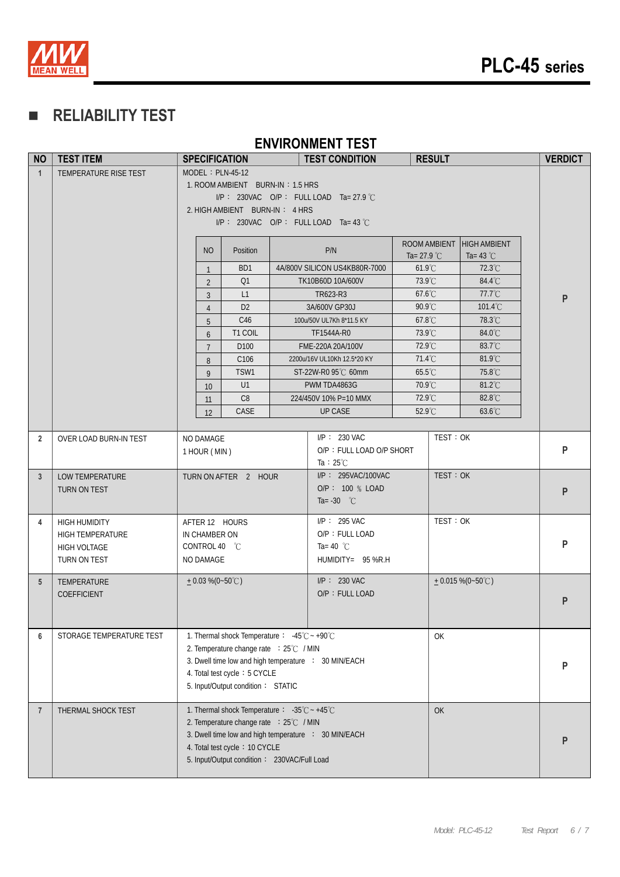## ■ RELIABILITY TEST

### ENVIRONMENT TEST

| NO | TEST ITEM | SPECIFICATION | TEST CONDITION | RESULT | VERDICT |
|---|---|---|---|---|---|
| 1 | TEMPERATURE RISE TEST | MODEL：PLN-45-12<br>1. ROOM AMBIENT BURN-IN：1.5 HRS<br>I/P： 230VAC O/P： FULL LOAD Ta= 27.9 ℃<br>2. HIGH AMBIENT BURN-IN： 4 HRS<br>I/P： 230VAC O/P： FULL LOAD Ta= 43 ℃ | | | P |

| NO | Position | P/N | ROOM AMBIENT Ta= 27.9 ℃ | HIGH AMBIENT Ta= 43 ℃ |
|---|---|---|---|---|
| 1 | BD1 | 4A/800V SILICON US4KB80R-7000 | 61.9℃ | 72.3℃ |
| 2 | Q1 | TK10B60D 10A/600V | 73.9℃ | 84.4℃ |
| 3 | L1 | TR623-R3 | 67.6℃ | 77.7℃ |
| 4 | D2 | 3A/600V GP30J | 90.9℃ | 101.4℃ |
| 5 | C46 | 100u/50V UL7Kh 8*11.5 KY | 67.8℃ | 78.3℃ |
| 6 | T1 COIL | TF1544A-R0 | 73.9℃ | 84.0℃ |
| 7 | D100 | FME-220A 20A/100V | 72.9℃ | 83.7℃ |
| 8 | C106 | 2200u/16V UL10Kh 12.5*20 KY | 71.4℃ | 81.9℃ |
| 9 | TSW1 | ST-22W-R0 95℃ 60mm | 65.5℃ | 75.8℃ |
| 10 | U1 | PWM TDA4863G | 70.9℃ | 81.2℃ |
| 11 | C8 | 224/450V 10% P=10 MMX | 72.9℃ | 82.8℃ |
| 12 | CASE | UP CASE | 52.9℃ | 63.6℃ |

| NO | TEST ITEM | SPECIFICATION | TEST CONDITION | RESULT | VERDICT |
|---|---|---|---|---|---|
| 2 | OVER LOAD BURN-IN TEST | NO DAMAGE<br>1 HOUR ( MIN ) | I/P： 230 VAC<br>O/P：FULL LOAD O/P SHORT<br>Ta：25℃ | TEST：OK | P |
| 3 | LOW TEMPERATURE TURN ON TEST | TURN ON AFTER 2 HOUR | I/P： 295VAC/100VAC<br>O/P： 100 ％ LOAD<br>Ta= -30 ℃ | TEST：OK | P |
| 4 | HIGH HUMIDITY HIGH TEMPERATURE HIGH VOLTAGE TURN ON TEST | AFTER 12 HOURS<br>IN CHAMBER ON<br>CONTROL 40 ℃<br>NO DAMAGE | I/P： 295 VAC<br>O/P：FULL LOAD<br>Ta= 40 ℃<br>HUMIDITY= 95 %R.H | TEST：OK | P |
| 5 | TEMPERATURE COEFFICIENT | ± 0.03 %(0~50℃) | I/P： 230 VAC<br>O/P：FULL LOAD | ± 0.015 %(0~50℃) | P |
| 6 | STORAGE TEMPERATURE TEST | 1. Thermal shock Temperature： -45℃ ~ +90℃<br>2. Temperature change rate ：25℃ / MIN<br>3. Dwell time low and high temperature ： 30 MIN/EACH<br>4. Total test cycle：5 CYCLE<br>5. Input/Output condition： STATIC | | OK | P |
| 7 | THERMAL SHOCK TEST | 1. Thermal shock Temperature： -35℃ ~ +45℃<br>2. Temperature change rate ：25℃ / MIN<br>3. Dwell time low and high temperature ： 30 MIN/EACH<br>4. Total test cycle：10 CYCLE<br>5. Input/Output condition： 230VAC/Full Load | | OK | P |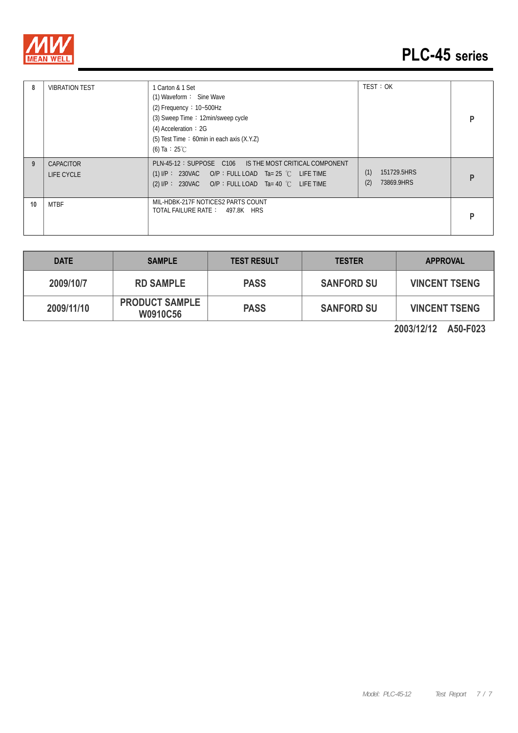| | | | | |
|---|---|---|---|---|
| 8 | VIBRATION TEST | 1 Carton & 1 Set<br>(1) Waveform： Sine Wave<br>(2) Frequency：10~500Hz<br>(3) Sweep Time：12min/sweep cycle<br>(4) Acceleration：2G<br>(5) Test Time：60min in each axis (X.Y.Z)<br>(6) Ta：25℃ | TEST：OK | P |
| 9 | CAPACITOR LIFE CYCLE | PLN-45-12：SUPPOSE C106 IS THE MOST CRITICAL COMPONENT<br>(1) I/P： 230VAC O/P：FULL LOAD Ta= 25 ℃ LIFE TIME<br>(2) I/P： 230VAC O/P：FULL LOAD Ta= 40 ℃ LIFE TIME | (1) 151729.5HRS<br>(2) 73869.9HRS | P |
| 10 | MTBF | MIL-HDBK-217F NOTICES2 PARTS COUNT<br>TOTAL FAILURE RATE： 497.8K HRS | | P |

| DATE | SAMPLE | TEST RESULT | TESTER | APPROVAL |
|---|---|---|---|---|
| 2009/10/7 | RD SAMPLE | PASS | SANFORD SU | VINCENT TSENG |
| 2009/11/10 | PRODUCT SAMPLE W0910C56 | PASS | SANFORD SU | VINCENT TSENG |

**2003/12/12 A50-F023**